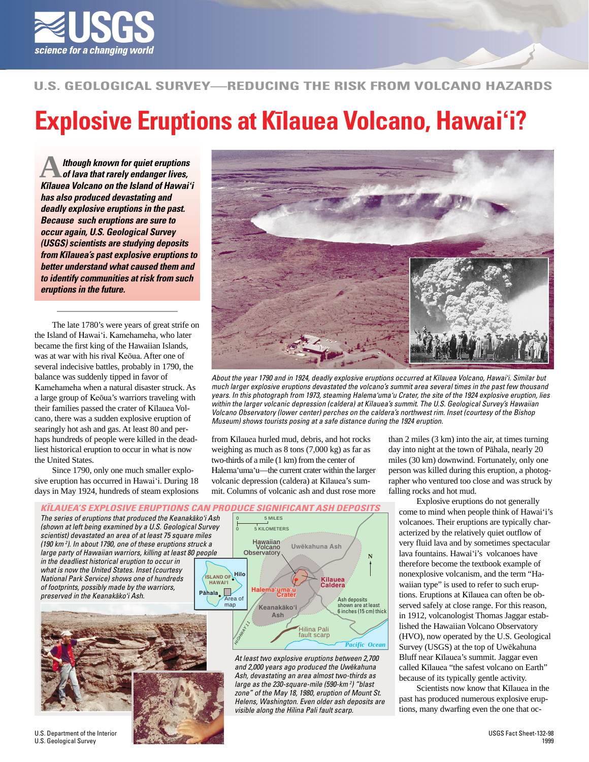U.S. GEOLOGICAL SURVEY—REDUCING THE RISK FROM VOLCANO HAZARDS

# Explosive Eruptions at Kīlauea Volcano, Hawai'i?

***Although known for quiet eruptions of lava that rarely endanger lives, Kīlauea Volcano on the Island of Hawai'i has also produced devastating and deadly explosive eruptions in the past. Because such eruptions are sure to occur again, U.S. Geological Survey (USGS) scientists are studying deposits from Kīlauea's past explosive eruptions to better understand what caused them and to identify communities at risk from such eruptions in the future.***

*About the year 1790 and in 1924, deadly explosive eruptions occurred at Kīlauea Volcano, Hawai'i. Similar but much larger explosive eruptions devastated the volcano's summit area several times in the past few thousand years. In this photograph from 1973, steaming Halema'uma'u Crater, the site of the 1924 explosive eruption, lies within the larger volcanic depression (caldera) at Kīlauea's summit. The U.S. Geological Survey's Hawaiian Volcano Observatory (lower center) perches on the caldera's northwest rim. Inset (courtesy of the Bishop Museum) shows tourists posing at a safe distance during the 1924 eruption.*

The late 1780's were years of great strife on the Island of Hawai'i. Kamehameha, who later became the first king of the Hawaiian Islands, was at war with his rival Keōua. After one of several indecisive battles, probably in 1790, the balance was suddenly tipped in favor of Kamehameha when a natural disaster struck. As a large group of Keōua's warriors traveling with their families passed the crater of Kīlauea Volcano, there was a sudden explosive eruption of searingly hot ash and gas. At least 80 and perhaps hundreds of people were killed in the deadliest historical eruption to occur in what is now the United States.

Since 1790, only one much smaller explosive eruption has occurred in Hawai'i. During 18 days in May 1924, hundreds of steam explosions from Kīlauea hurled mud, debris, and hot rocks weighing as much as 8 tons (7,000 kg) as far as two-thirds of a mile (1 km) from the center of Halema'uma'u—the current crater within the larger volcanic depression (caldera) at Kīlauea's summit. Columns of volcanic ash and dust rose more than 2 miles (3 km) into the air, at times turning day into night at the town of Pāhala, nearly 20 miles (30 km) downwind. Fortunately, only one person was killed during this eruption, a photographer who ventured too close and was struck by falling rocks and hot mud.

## KĪLAUEA'S EXPLOSIVE ERUPTIONS CAN PRODUCE SIGNIFICANT ASH DEPOSITS

*The series of eruptions that produced the Keanakāko'i Ash (shown at left being examined by a U.S. Geological Survey scientist) devastated an area of at least 75 square miles (190 km²). In about 1790, one of these eruptions struck a large party of Hawaiian warriors, killing at least 80 people in the deadliest historical eruption to occur in what is now the United States. Inset (courtesy National Park Service) shows the imprint of hundreds of footprints, possibly made by the warriors, preserved in the Keanakāko'i Ash.*

Map labels: 0–5 MILES; 0–5 KILOMETERS; Hawaiian Volcano Observatory; Uwēkahuna Ash; N; Kilauea Caldera; Halema'uma'u Crater; Keanakāko'i Ash; Ash deposits shown are at least 6 inches (15 cm) thick; Hilina Pali fault scarp; Pacific Ocean; Highway 11; Island of Hawai'i; Hilo; Pāhala; Area of map

*At least two explosive eruptions between 2,700 and 2,000 years ago produced the Uwēkahuna Ash, devastating an area almost two-thirds as large as the 230-square-mile (590-km²) "blast zone" of the May 18, 1980, eruption of Mount St. Helens, Washington. Even older ash deposits are visible along the Hilina Pali fault scarp.*

Explosive eruptions do not generally come to mind when people think of Hawai'i's volcanoes. Their eruptions are typically characterized by the relatively quiet outflow of very fluid lava and by sometimes spectacular lava fountains. Hawai'i's volcanoes have therefore become the textbook example of nonexplosive volcanism, and the term "Hawaiian type" is used to refer to such eruptions. Eruptions at Kīlauea can often be observed safely at close range. For this reason, in 1912, volcanologist Thomas Jaggar established the Hawaiian Volcano Observatory (HVO), now operated by the U.S. Geological Survey (USGS) at the top of Uwēkahuna Bluff near Kīlauea's summit. Jaggar even called Kīlauea "the safest volcano on Earth" because of its typically gentle activity.

Scientists now know that Kīlauea in the past has produced numerous explosive eruptions, many dwarfing even the one that oc-

U.S. Department of the Interior
U.S. Geological Survey

USGS Fact Sheet-132-98
1999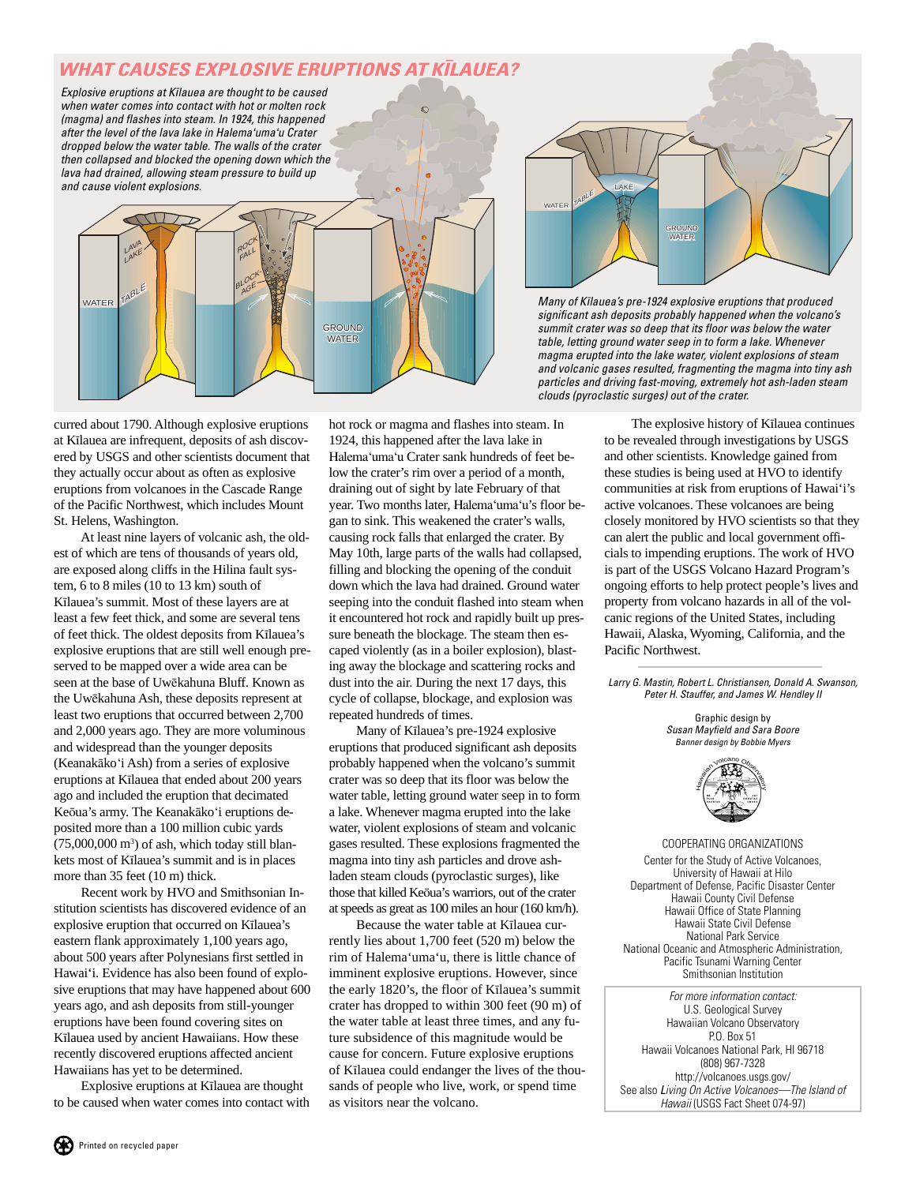## WHAT CAUSES EXPLOSIVE ERUPTIONS AT KĪLAUEA?

*Explosive eruptions at Kīlauea are thought to be caused when water comes into contact with hot or molten rock (magma) and flashes into steam. In 1924, this happened after the level of the lava lake in Halema'uma'u Crater dropped below the water table. The walls of the crater then collapsed and blocked the opening down which the lava had drained, allowing steam pressure to build up and cause violent explosions.*

LAVA LAKE
WATER TABLE
ROCK FALL
BLOCKAGE
GROUND WATER

WATER TABLE
LAKE
GROUND WATER

*Many of Kīlauea's pre-1924 explosive eruptions that produced significant ash deposits probably happened when the volcano's summit crater was so deep that its floor was below the water table, letting ground water seep in to form a lake. Whenever magma erupted into the lake water, violent explosions of steam and volcanic gases resulted, fragmenting the magma into tiny ash particles and driving fast-moving, extremely hot ash-laden steam clouds (pyroclastic surges) out of the crater.*

curred about 1790. Although explosive eruptions at Kīlauea are infrequent, deposits of ash discovered by USGS and other scientists document that they actually occur about as often as explosive eruptions from volcanoes in the Cascade Range of the Pacific Northwest, which includes Mount St. Helens, Washington.

At least nine layers of volcanic ash, the oldest of which are tens of thousands of years old, are exposed along cliffs in the Hilina fault system, 6 to 8 miles (10 to 13 km) south of Kīlauea's summit. Most of these layers are at least a few feet thick, and some are several tens of feet thick. The oldest deposits from Kīlauea's explosive eruptions that are still well enough preserved to be mapped over a wide area can be seen at the base of Uwēkahuna Bluff. Known as the Uwēkahuna Ash, these deposits represent at least two eruptions that occurred between 2,700 and 2,000 years ago. They are more voluminous and widespread than the younger deposits (Keanakāko'i Ash) from a series of explosive eruptions at Kīlauea that ended about 200 years ago and included the eruption that decimated Keōua's army. The Keanakāko'i eruptions deposited more than a 100 million cubic yards (75,000,000 $m^3$) of ash, which today still blankets most of Kīlauea's summit and is in places more than 35 feet (10 m) thick.

Recent work by HVO and Smithsonian Institution scientists has discovered evidence of an explosive eruption that occurred on Kīlauea's eastern flank approximately 1,100 years ago, about 500 years after Polynesians first settled in Hawai'i. Evidence has also been found of explosive eruptions that may have happened about 600 years ago, and ash deposits from still-younger eruptions have been found covering sites on Kīlauea used by ancient Hawaiians. How these recently discovered eruptions affected ancient Hawaiians has yet to be determined.

Explosive eruptions at Kīlauea are thought to be caused when water comes into contact with hot rock or magma and flashes into steam. In 1924, this happened after the lava lake in Halema'uma'u Crater sank hundreds of feet below the crater's rim over a period of a month, draining out of sight by late February of that year. Two months later, Halema'uma'u's floor began to sink. This weakened the crater's walls, causing rock falls that enlarged the crater. By May 10th, large parts of the walls had collapsed, filling and blocking the opening of the conduit down which the lava had drained. Ground water seeping into the conduit flashed into steam when it encountered hot rock and rapidly built up pressure beneath the blockage. The steam then escaped violently (as in a boiler explosion), blasting ash and dust into the air. During the next 17 days, this cycle of collapse, blockage, and explosion was repeated hundreds of times.

Many of Kīlauea's pre-1924 explosive eruptions that produced significant ash deposits probably happened when the volcano's summit crater was so deep that its floor was below the water table, letting ground water seep in to form a lake. Whenever magma erupted into the lake water, violent explosions of steam and volcanic gases resulted. These explosions fragmented the magma into tiny ash particles and drove ash-laden steam clouds (pyroclastic surges), like those that killed Keōua's warriors, out of the crater at speeds as great as 100 miles an hour (160 km/h).

Because the water table at Kīlauea currently lies about 1,700 feet (520 m) below the rim of Halema'uma'u, there is little chance of imminent explosive eruptions. However, since the early 1820's, the floor of Kīlauea's summit crater has dropped to within 300 feet (90 m) of the water table at least three times, and any future subsidence of this magnitude would be cause for concern. Future explosive eruptions of Kīlauea could endanger the lives of the thousands of people who live, work, or spend time as visitors near the volcano.

The explosive history of Kīlauea continues to be revealed through investigations by USGS and other scientists. Knowledge gained from these studies is being used at HVO to identify communities at risk from eruptions of Hawai'i's active volcanoes. These volcanoes are being closely monitored by HVO scientists so that they can alert the public and local government officials to impending eruptions. The work of HVO is part of the USGS Volcano Hazard Program's ongoing efforts to help protect people's lives and property from volcano hazards in all of the volcanic regions of the United States, including Hawaii, Alaska, Wyoming, California, and the Pacific Northwest.

*Larry G. Mastin, Robert L. Christiansen, Donald A. Swanson, Peter H. Stauffer, and James W. Hendley II*

Graphic design by
*Susan Mayfield and Sara Boore*
*Banner design by Bobbie Myers*

COOPERATING ORGANIZATIONS

Center for the Study of Active Volcanoes, University of Hawaii at Hilo
Department of Defense, Pacific Disaster Center
Hawaii County Civil Defense
Hawaii Office of State Planning
Hawaii State Civil Defense
National Park Service
National Oceanic and Atmospheric Administration, Pacific Tsunami Warning Center
Smithsonian Institution

*For more information contact:*
U.S. Geological Survey
Hawaiian Volcano Observatory
P.O. Box 51
Hawaii Volcanoes National Park, HI 96718
(808) 967-7328
http://volcanoes.usgs.gov/
See also *Living On Active Volcanoes—The Island of Hawaii* (USGS Fact Sheet 074-97)

Printed on recycled paper